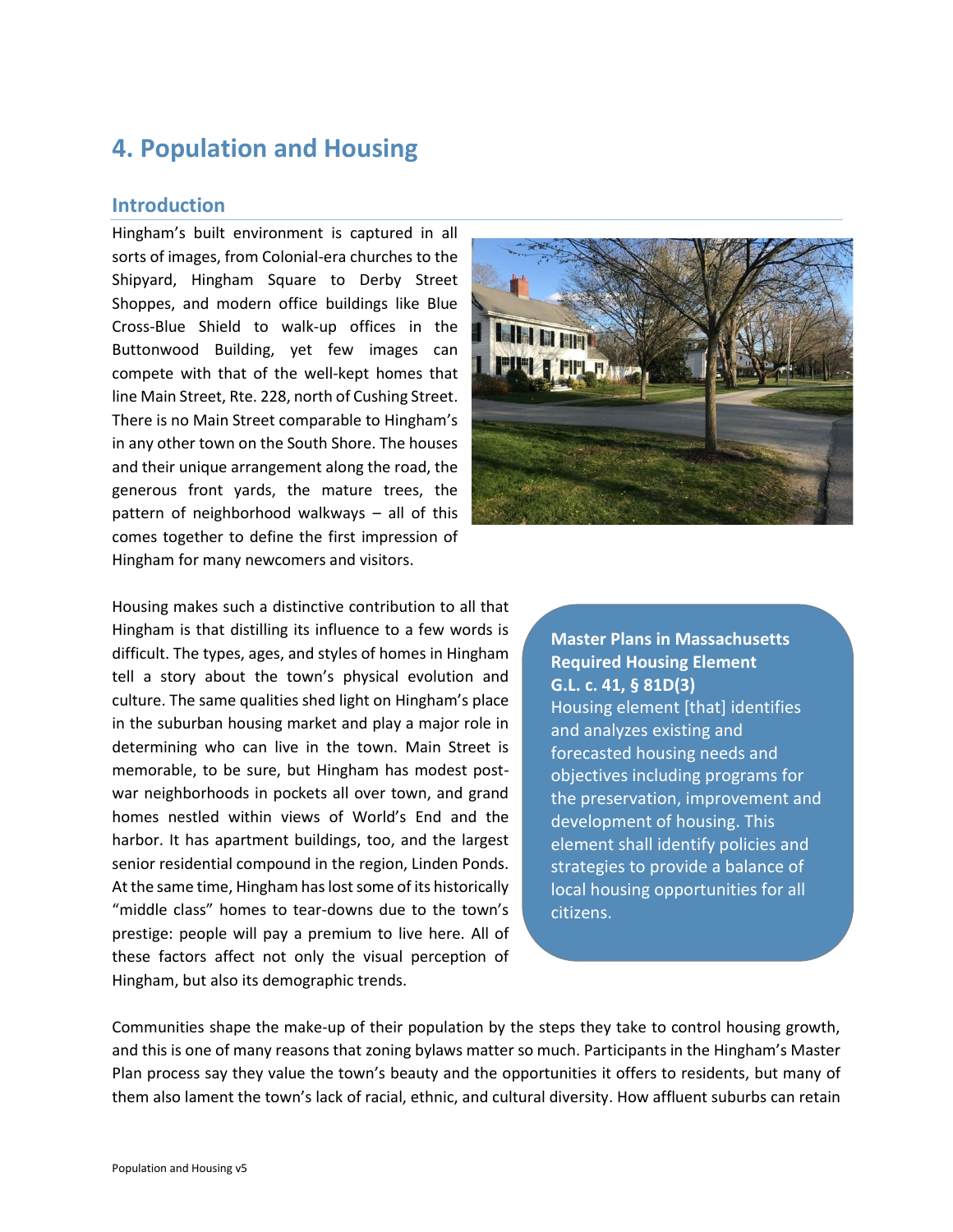# 4. Population and Housing

## Introduction

Hingham's built environment is captured in all sorts of images, from Colonial-era churches to the Shipyard, Hingham Square to Derby Street Shoppes, and modern office buildings like Blue Cross-Blue Shield to walk-up offices in the Buttonwood Building, yet few images can compete with that of the well-kept homes that line Main Street, Rte. 228, north of Cushing Street. There is no Main Street comparable to Hingham's in any other town on the South Shore. The houses and their unique arrangement along the road, the generous front yards, the mature trees, the pattern of neighborhood walkways – all of this comes together to define the first impression of Hingham for many newcomers and visitors.

Housing makes such a distinctive contribution to all that Hingham is that distilling its influence to a few words is difficult. The types, ages, and styles of homes in Hingham tell a story about the town's physical evolution and culture. The same qualities shed light on Hingham's place in the suburban housing market and play a major role in determining who can live in the town. Main Street is memorable, to be sure, but Hingham has modest post-war neighborhoods in pockets all over town, and grand homes nestled within views of World's End and the harbor. It has apartment buildings, too, and the largest senior residential compound in the region, Linden Ponds. At the same time, Hingham has lost some of its historically "middle class" homes to tear-downs due to the town's prestige: people will pay a premium to live here. All of these factors affect not only the visual perception of Hingham, but also its demographic trends.

> **Master Plans in Massachusetts Required Housing Element G.L. c. 41, § 81D(3)**
> Housing element [that] identifies and analyzes existing and forecasted housing needs and objectives including programs for the preservation, improvement and development of housing. This element shall identify policies and strategies to provide a balance of local housing opportunities for all citizens.

Communities shape the make-up of their population by the steps they take to control housing growth, and this is one of many reasons that zoning bylaws matter so much. Participants in the Hingham's Master Plan process say they value the town's beauty and the opportunities it offers to residents, but many of them also lament the town's lack of racial, ethnic, and cultural diversity. How affluent suburbs can retain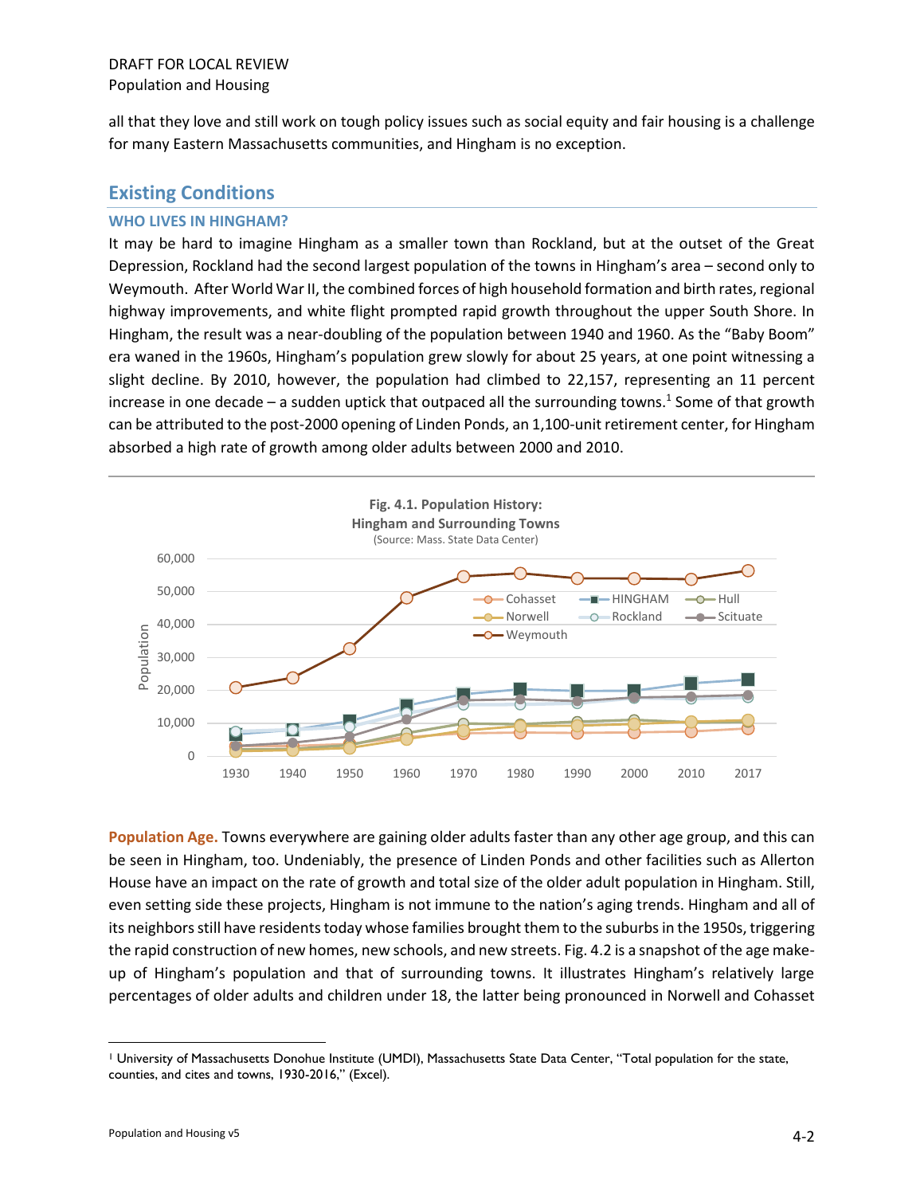all that they love and still work on tough policy issues such as social equity and fair housing is a challenge for many Eastern Massachusetts communities, and Hingham is no exception.

## Existing Conditions

### WHO LIVES IN HINGHAM?

It may be hard to imagine Hingham as a smaller town than Rockland, but at the outset of the Great Depression, Rockland had the second largest population of the towns in Hingham's area – second only to Weymouth. After World War II, the combined forces of high household formation and birth rates, regional highway improvements, and white flight prompted rapid growth throughout the upper South Shore. In Hingham, the result was a near-doubling of the population between 1940 and 1960. As the "Baby Boom" era waned in the 1960s, Hingham's population grew slowly for about 25 years, at one point witnessing a slight decline. By 2010, however, the population had climbed to 22,157, representing an 11 percent increase in one decade – a sudden uptick that outpaced all the surrounding towns.[1] Some of that growth can be attributed to the post-2000 opening of Linden Ponds, an 1,100-unit retirement center, for Hingham absorbed a high rate of growth among older adults between 2000 and 2010.

**Fig. 4.1. Population History: Hingham and Surrounding Towns**
(Source: Mass. State Data Center)

**Population Age.** Towns everywhere are gaining older adults faster than any other age group, and this can be seen in Hingham, too. Undeniably, the presence of Linden Ponds and other facilities such as Allerton House have an impact on the rate of growth and total size of the older adult population in Hingham. Still, even setting side these projects, Hingham is not immune to the nation's aging trends. Hingham and all of its neighbors still have residents today whose families brought them to the suburbs in the 1950s, triggering the rapid construction of new homes, new schools, and new streets. Fig. 4.2 is a snapshot of the age make-up of Hingham's population and that of surrounding towns. It illustrates Hingham's relatively large percentages of older adults and children under 18, the latter being pronounced in Norwell and Cohasset

---

[1] University of Massachusetts Donohue Institute (UMDI), Massachusetts State Data Center, "Total population for the state, counties, and cites and towns, 1930-2016," (Excel).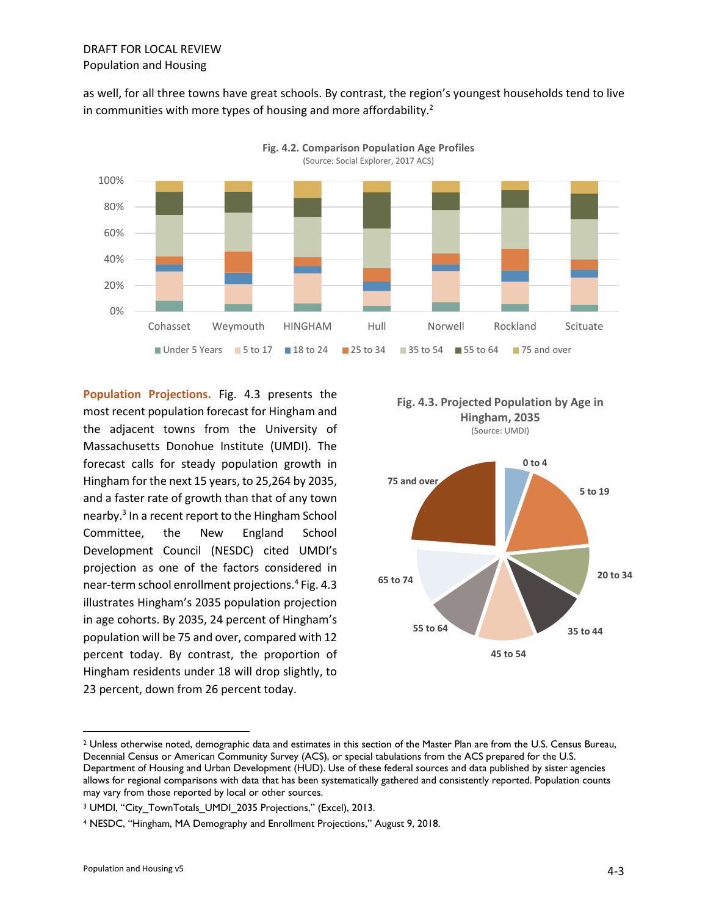as well, for all three towns have great schools. By contrast, the region's youngest households tend to live in communities with more types of housing and more affordability.[2]

**Fig. 4.2. Comparison Population Age Profiles**
(Source: Social Explorer, 2017 ACS)

**Population Projections.** Fig. 4.3 presents the most recent population forecast for Hingham and the adjacent towns from the University of Massachusetts Donohue Institute (UMDI). The forecast calls for steady population growth in Hingham for the next 15 years, to 25,264 by 2035, and a faster rate of growth than that of any town nearby.[3] In a recent report to the Hingham School Committee, the New England School Development Council (NESDC) cited UMDI's projection as one of the factors considered in near-term school enrollment projections.[4] Fig. 4.3 illustrates Hingham's 2035 population projection in age cohorts. By 2035, 24 percent of Hingham's population will be 75 and over, compared with 12 percent today. By contrast, the proportion of Hingham residents under 18 will drop slightly, to 23 percent, down from 26 percent today.

**Fig. 4.3. Projected Population by Age in Hingham, 2035**
(Source: UMDI)

---

[2] Unless otherwise noted, demographic data and estimates in this section of the Master Plan are from the U.S. Census Bureau, Decennial Census or American Community Survey (ACS), or special tabulations from the ACS prepared for the U.S. Department of Housing and Urban Development (HUD). Use of these federal sources and data published by sister agencies allows for regional comparisons with data that has been systematically gathered and consistently reported. Population counts may vary from those reported by local or other sources.

[3] UMDI, "City_TownTotals_UMDI_2035 Projections," (Excel), 2013.

[4] NESDC, "Hingham, MA Demography and Enrollment Projections," August 9, 2018.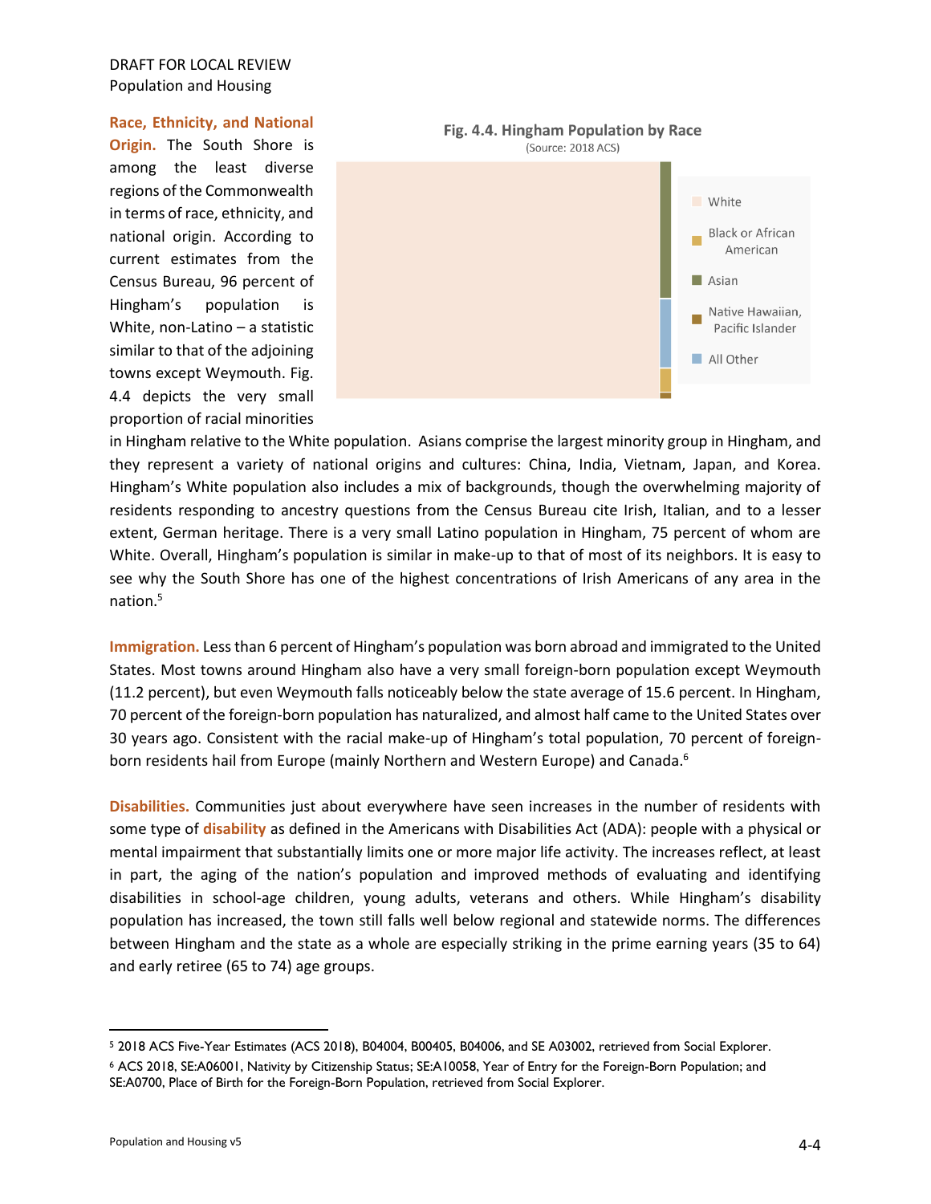**Race, Ethnicity, and National Origin.** The South Shore is among the least diverse regions of the Commonwealth in terms of race, ethnicity, and national origin. According to current estimates from the Census Bureau, 96 percent of Hingham's population is White, non-Latino – a statistic similar to that of the adjoining towns except Weymouth. Fig. 4.4 depicts the very small proportion of racial minorities in Hingham relative to the White population. Asians comprise the largest minority group in Hingham, and they represent a variety of national origins and cultures: China, India, Vietnam, Japan, and Korea. Hingham's White population also includes a mix of backgrounds, though the overwhelming majority of residents responding to ancestry questions from the Census Bureau cite Irish, Italian, and to a lesser extent, German heritage. There is a very small Latino population in Hingham, 75 percent of whom are White. Overall, Hingham's population is similar in make-up to that of most of its neighbors. It is easy to see why the South Shore has one of the highest concentrations of Irish Americans of any area in the nation.[5]

**Fig. 4.4. Hingham Population by Race**
(Source: 2018 ACS)

Legend: White; Black or African American; Asian; Native Hawaiian, Pacific Islander; All Other

**Immigration.** Less than 6 percent of Hingham's population was born abroad and immigrated to the United States. Most towns around Hingham also have a very small foreign-born population except Weymouth (11.2 percent), but even Weymouth falls noticeably below the state average of 15.6 percent. In Hingham, 70 percent of the foreign-born population has naturalized, and almost half came to the United States over 30 years ago. Consistent with the racial make-up of Hingham's total population, 70 percent of foreign-born residents hail from Europe (mainly Northern and Western Europe) and Canada.[6]

**Disabilities.** Communities just about everywhere have seen increases in the number of residents with some type of **disability** as defined in the Americans with Disabilities Act (ADA): people with a physical or mental impairment that substantially limits one or more major life activity. The increases reflect, at least in part, the aging of the nation's population and improved methods of evaluating and identifying disabilities in school-age children, young adults, veterans and others. While Hingham's disability population has increased, the town still falls well below regional and statewide norms. The differences between Hingham and the state as a whole are especially striking in the prime earning years (35 to 64) and early retiree (65 to 74) age groups.

---

[5] 2018 ACS Five-Year Estimates (ACS 2018), B04004, B00405, B04006, and SE A03002, retrieved from Social Explorer.

[6] ACS 2018, SE:A06001, Nativity by Citizenship Status; SE:A10058, Year of Entry for the Foreign-Born Population; and SE:A0700, Place of Birth for the Foreign-Born Population, retrieved from Social Explorer.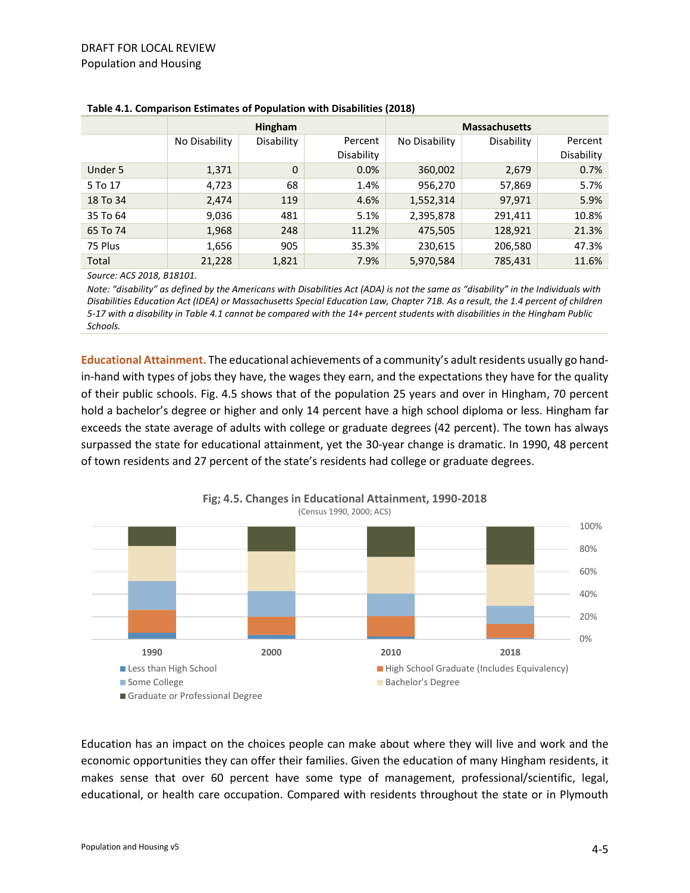**Table 4.1. Comparison Estimates of Population with Disabilities (2018)**

| | Hingham | | | Massachusetts | | |
|---|---|---|---|---|---|---|
| | No Disability | Disability | Percent Disability | No Disability | Disability | Percent Disability |
| Under 5 | 1,371 | 0 | 0.0% | 360,002 | 2,679 | 0.7% |
| 5 To 17 | 4,723 | 68 | 1.4% | 956,270 | 57,869 | 5.7% |
| 18 To 34 | 2,474 | 119 | 4.6% | 1,552,314 | 97,971 | 5.9% |
| 35 To 64 | 9,036 | 481 | 5.1% | 2,395,878 | 291,411 | 10.8% |
| 65 To 74 | 1,968 | 248 | 11.2% | 475,505 | 128,921 | 21.3% |
| 75 Plus | 1,656 | 905 | 35.3% | 230,615 | 206,580 | 47.3% |
| Total | 21,228 | 1,821 | 7.9% | 5,970,584 | 785,431 | 11.6% |

*Source: ACS 2018, B18101.*

*Note: "disability" as defined by the Americans with Disabilities Act (ADA) is not the same as "disability" in the Individuals with Disabilities Education Act (IDEA) or Massachusetts Special Education Law, Chapter 71B. As a result, the 1.4 percent of children 5-17 with a disability in Table 4.1 cannot be compared with the 14+ percent students with disabilities in the Hingham Public Schools.*

**Educational Attainment.** The educational achievements of a community's adult residents usually go hand-in-hand with types of jobs they have, the wages they earn, and the expectations they have for the quality of their public schools. Fig. 4.5 shows that of the population 25 years and over in Hingham, 70 percent hold a bachelor's degree or higher and only 14 percent have a high school diploma or less. Hingham far exceeds the state average of adults with college or graduate degrees (42 percent). The town has always surpassed the state for educational attainment, yet the 30-year change is dramatic. In 1990, 48 percent of town residents and 27 percent of the state's residents had college or graduate degrees.

**Fig; 4.5. Changes in Educational Attainment, 1990-2018**
(Census 1990, 2000; ACS)

Legend: Less than High School; High School Graduate (Includes Equivalency); Some College; Bachelor's Degree; Graduate or Professional Degree

Education has an impact on the choices people can make about where they will live and work and the economic opportunities they can offer their families. Given the education of many Hingham residents, it makes sense that over 60 percent have some type of management, professional/scientific, legal, educational, or health care occupation. Compared with residents throughout the state or in Plymouth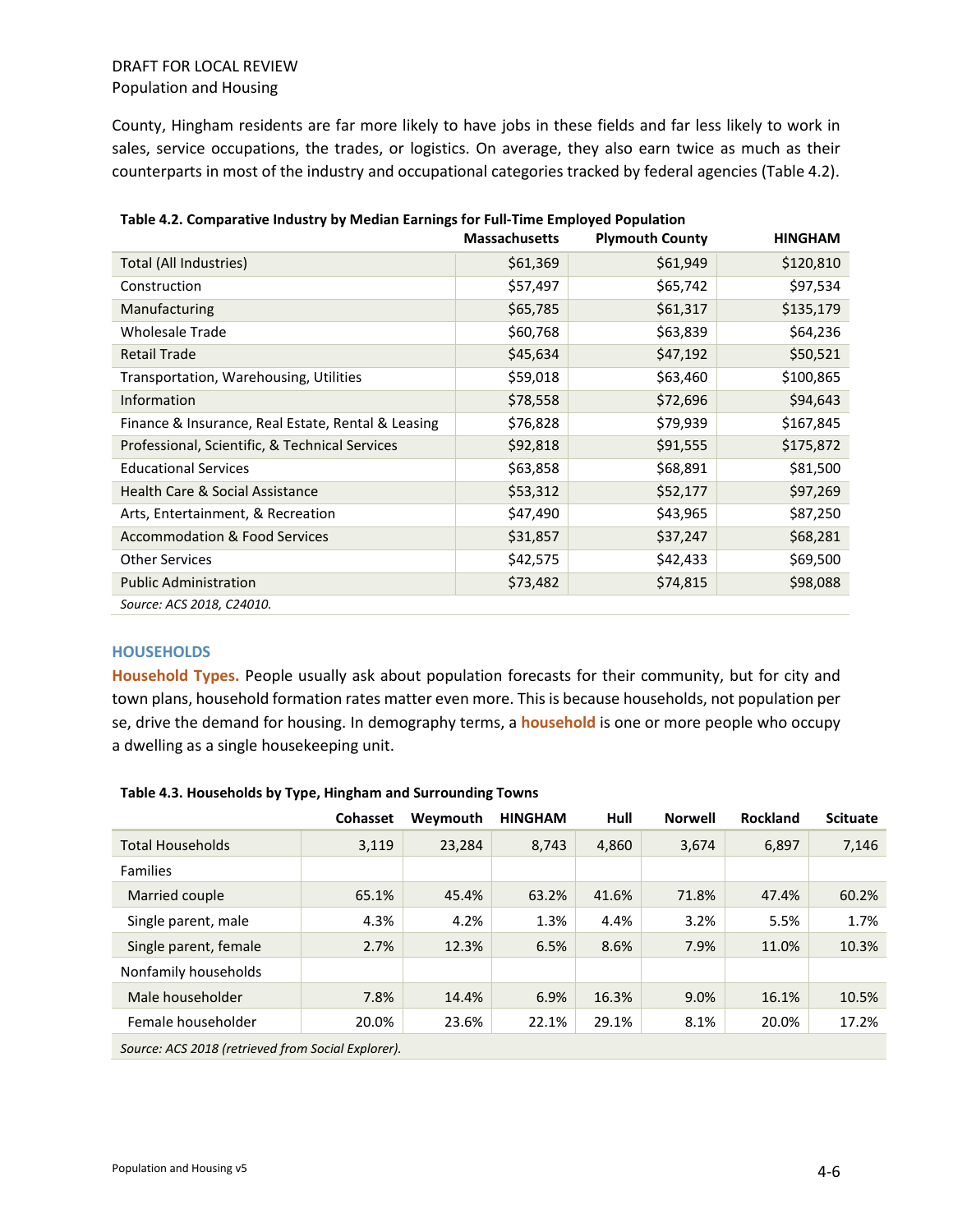County, Hingham residents are far more likely to have jobs in these fields and far less likely to work in sales, service occupations, the trades, or logistics. On average, they also earn twice as much as their counterparts in most of the industry and occupational categories tracked by federal agencies (Table 4.2).

**Table 4.2. Comparative Industry by Median Earnings for Full-Time Employed Population**

| | Massachusetts | Plymouth County | HINGHAM |
|---|---|---|---|
| Total (All Industries) | $61,369 | $61,949 | $120,810 |
| Construction | $57,497 | $65,742 | $97,534 |
| Manufacturing | $65,785 | $61,317 | $135,179 |
| Wholesale Trade | $60,768 | $63,839 | $64,236 |
| Retail Trade | $45,634 | $47,192 | $50,521 |
| Transportation, Warehousing, Utilities | $59,018 | $63,460 | $100,865 |
| Information | $78,558 | $72,696 | $94,643 |
| Finance & Insurance, Real Estate, Rental & Leasing | $76,828 | $79,939 | $167,845 |
| Professional, Scientific, & Technical Services | $92,818 | $91,555 | $175,872 |
| Educational Services | $63,858 | $68,891 | $81,500 |
| Health Care & Social Assistance | $53,312 | $52,177 | $97,269 |
| Arts, Entertainment, & Recreation | $47,490 | $43,965 | $87,250 |
| Accommodation & Food Services | $31,857 | $37,247 | $68,281 |
| Other Services | $42,575 | $42,433 | $69,500 |
| Public Administration | $73,482 | $74,815 | $98,088 |

*Source: ACS 2018, C24010.*

## HOUSEHOLDS

**Household Types.** People usually ask about population forecasts for their community, but for city and town plans, household formation rates matter even more. This is because households, not population per se, drive the demand for housing. In demography terms, a **household** is one or more people who occupy a dwelling as a single housekeeping unit.

**Table 4.3. Households by Type, Hingham and Surrounding Towns**

| | Cohasset | Weymouth | HINGHAM | Hull | Norwell | Rockland | Scituate |
|---|---|---|---|---|---|---|---|
| Total Households | 3,119 | 23,284 | 8,743 | 4,860 | 3,674 | 6,897 | 7,146 |
| Families | | | | | | | |
| Married couple | 65.1% | 45.4% | 63.2% | 41.6% | 71.8% | 47.4% | 60.2% |
| Single parent, male | 4.3% | 4.2% | 1.3% | 4.4% | 3.2% | 5.5% | 1.7% |
| Single parent, female | 2.7% | 12.3% | 6.5% | 8.6% | 7.9% | 11.0% | 10.3% |
| Nonfamily households | | | | | | | |
| Male householder | 7.8% | 14.4% | 6.9% | 16.3% | 9.0% | 16.1% | 10.5% |
| Female householder | 20.0% | 23.6% | 22.1% | 29.1% | 8.1% | 20.0% | 17.2% |

*Source: ACS 2018 (retrieved from Social Explorer).*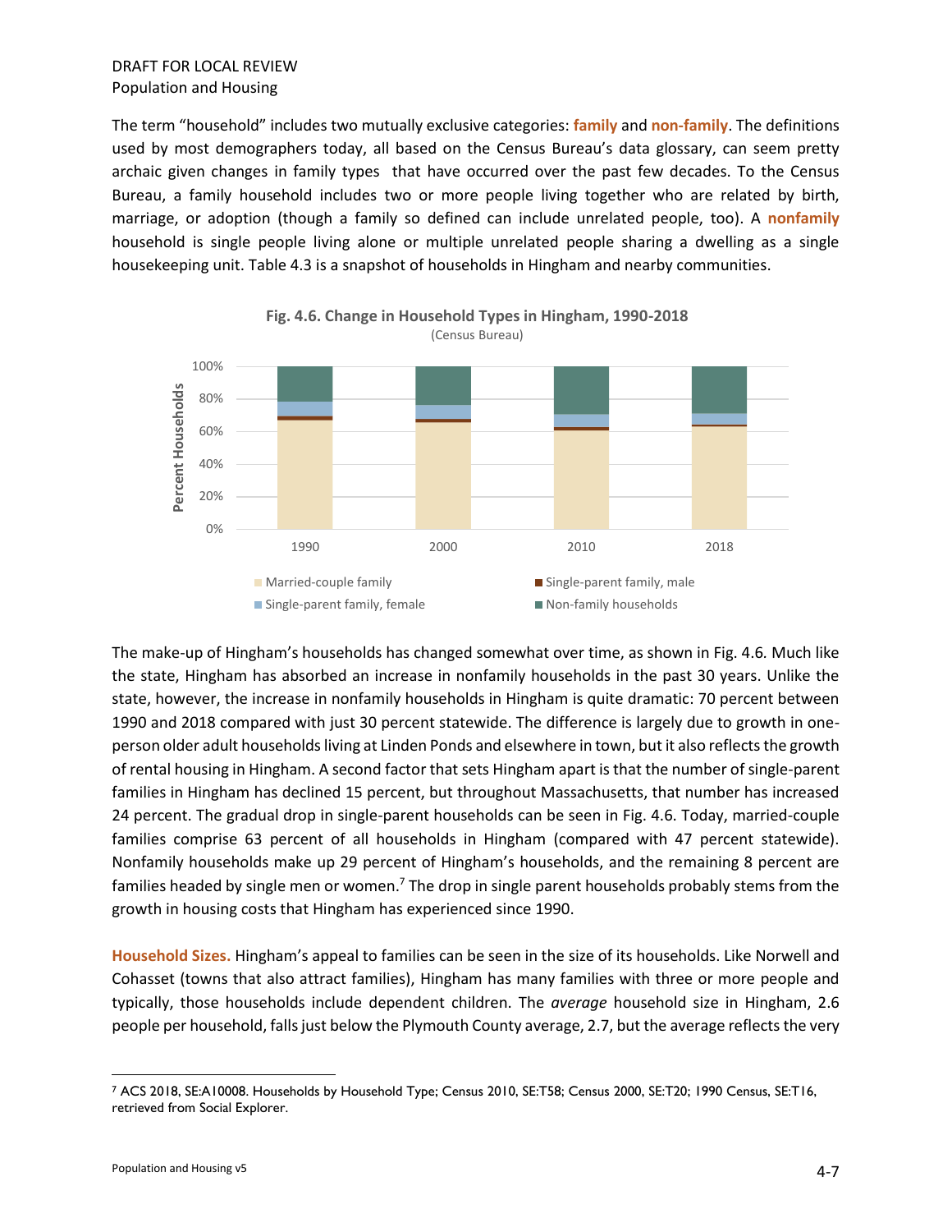The term "household" includes two mutually exclusive categories: **family** and **non-family**. The definitions used by most demographers today, all based on the Census Bureau's data glossary, can seem pretty archaic given changes in family types that have occurred over the past few decades. To the Census Bureau, a family household includes two or more people living together who are related by birth, marriage, or adoption (though a family so defined can include unrelated people, too). A **nonfamily** household is single people living alone or multiple unrelated people sharing a dwelling as a single housekeeping unit. Table 4.3 is a snapshot of households in Hingham and nearby communities.

**Fig. 4.6. Change in Household Types in Hingham, 1990-2018**
(Census Bureau)

The make-up of Hingham's households has changed somewhat over time, as shown in Fig. 4.6. Much like the state, Hingham has absorbed an increase in nonfamily households in the past 30 years. Unlike the state, however, the increase in nonfamily households in Hingham is quite dramatic: 70 percent between 1990 and 2018 compared with just 30 percent statewide. The difference is largely due to growth in one-person older adult households living at Linden Ponds and elsewhere in town, but it also reflects the growth of rental housing in Hingham. A second factor that sets Hingham apart is that the number of single-parent families in Hingham has declined 15 percent, but throughout Massachusetts, that number has increased 24 percent. The gradual drop in single-parent households can be seen in Fig. 4.6. Today, married-couple families comprise 63 percent of all households in Hingham (compared with 47 percent statewide). Nonfamily households make up 29 percent of Hingham's households, and the remaining 8 percent are families headed by single men or women.[7] The drop in single parent households probably stems from the growth in housing costs that Hingham has experienced since 1990.

**Household Sizes.** Hingham's appeal to families can be seen in the size of its households. Like Norwell and Cohasset (towns that also attract families), Hingham has many families with three or more people and typically, those households include dependent children. The *average* household size in Hingham, 2.6 people per household, falls just below the Plymouth County average, 2.7, but the average reflects the very

---

[7] ACS 2018, SE:A10008. Households by Household Type; Census 2010, SE:T58; Census 2000, SE:T20; 1990 Census, SE:T16, retrieved from Social Explorer.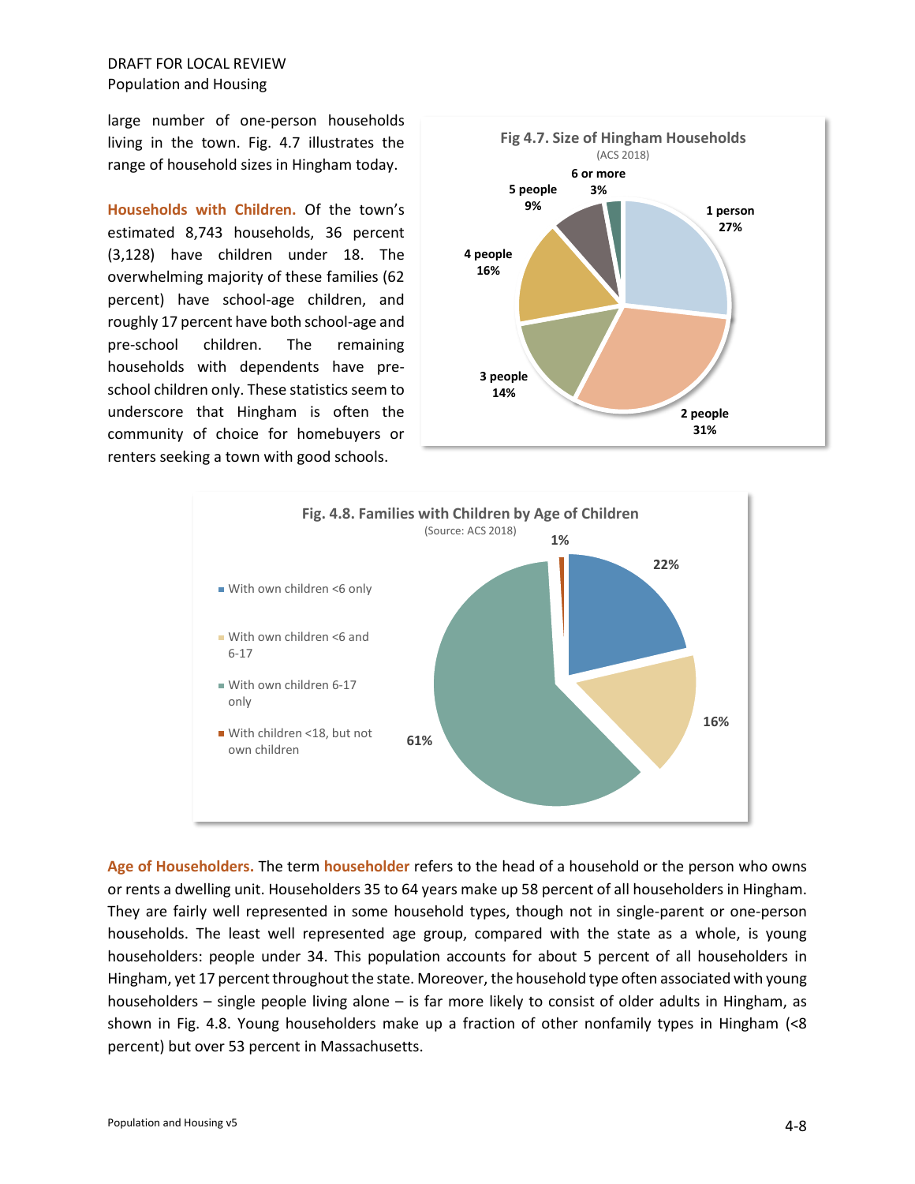large number of one-person households living in the town. Fig. 4.7 illustrates the range of household sizes in Hingham today.

**Households with Children.** Of the town's estimated 8,743 households, 36 percent (3,128) have children under 18. The overwhelming majority of these families (62 percent) have school-age children, and roughly 17 percent have both school-age and pre-school children. The remaining households with dependents have pre-school children only. These statistics seem to underscore that Hingham is often the community of choice for homebuyers or renters seeking a town with good schools.

**Fig 4.7. Size of Hingham Households**
(ACS 2018)

| Household Size | Percent |
|---|---|
| 1 person | 27% |
| 2 people | 31% |
| 3 people | 14% |
| 4 people | 16% |
| 5 people | 9% |
| 6 or more | 3% |

**Fig. 4.8. Families with Children by Age of Children**
(Source: ACS 2018)

| Category | Percent |
|---|---|
| With own children <6 only | 22% |
| With own children <6 and 6-17 | 16% |
| With own children 6-17 only | 61% |
| With children <18, but not own children | 1% |

**Age of Householders.** The term **householder** refers to the head of a household or the person who owns or rents a dwelling unit. Householders 35 to 64 years make up 58 percent of all householders in Hingham. They are fairly well represented in some household types, though not in single-parent or one-person households. The least well represented age group, compared with the state as a whole, is young householders: people under 34. This population accounts for about 5 percent of all householders in Hingham, yet 17 percent throughout the state. Moreover, the household type often associated with young householders – single people living alone – is far more likely to consist of older adults in Hingham, as shown in Fig. 4.8. Young householders make up a fraction of other nonfamily types in Hingham (<8 percent) but over 53 percent in Massachusetts.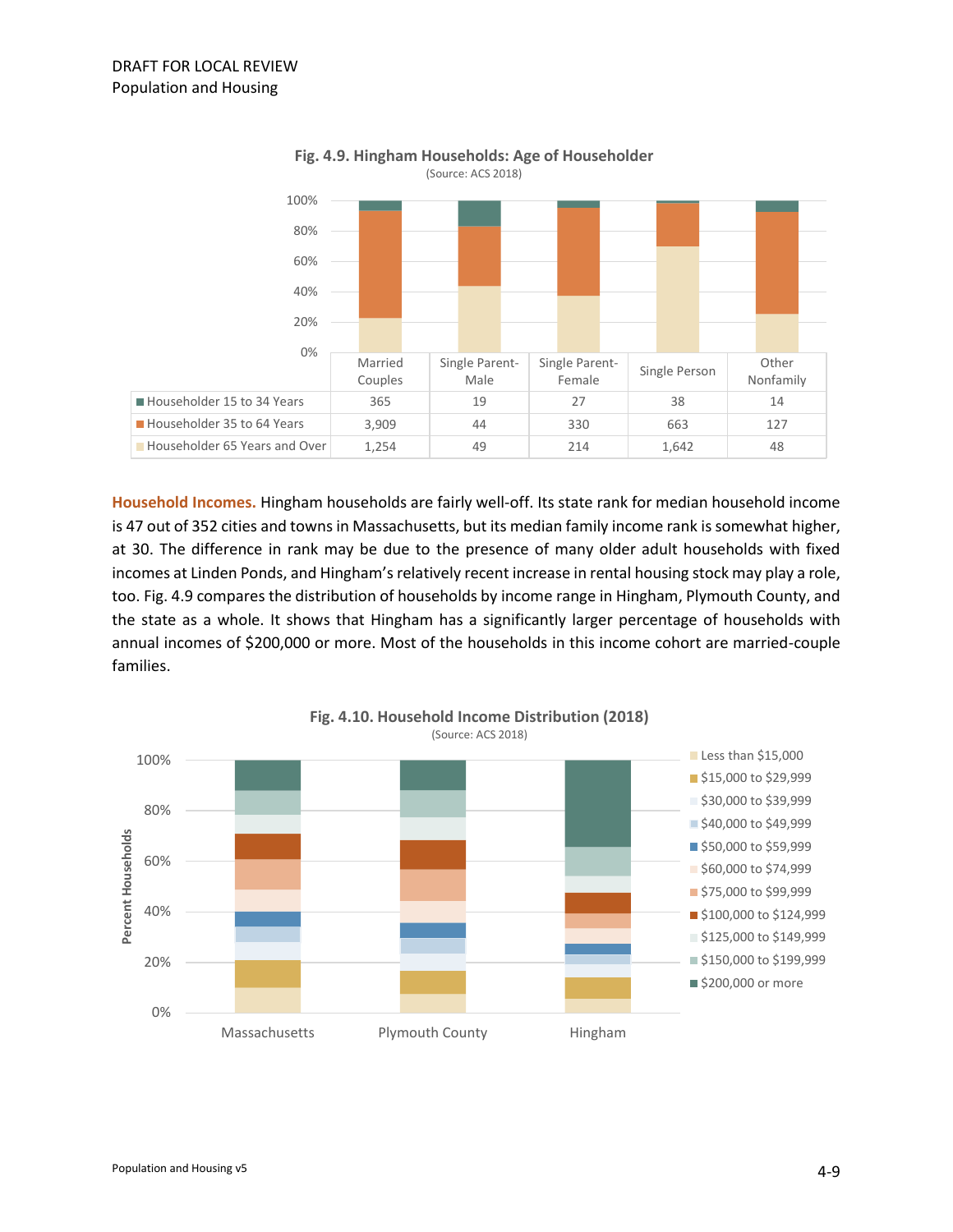**Fig. 4.9. Hingham Households: Age of Householder**
(Source: ACS 2018)

| | Married Couples | Single Parent-Male | Single Parent-Female | Single Person | Other Nonfamily |
|---|---|---|---|---|---|
| Householder 15 to 34 Years | 365 | 19 | 27 | 38 | 14 |
| Householder 35 to 64 Years | 3,909 | 44 | 330 | 663 | 127 |
| Householder 65 Years and Over | 1,254 | 49 | 214 | 1,642 | 48 |

**Household Incomes.** Hingham households are fairly well-off. Its state rank for median household income is 47 out of 352 cities and towns in Massachusetts, but its median family income rank is somewhat higher, at 30. The difference in rank may be due to the presence of many older adult households with fixed incomes at Linden Ponds, and Hingham's relatively recent increase in rental housing stock may play a role, too. Fig. 4.9 compares the distribution of households by income range in Hingham, Plymouth County, and the state as a whole. It shows that Hingham has a significantly larger percentage of households with annual incomes of $200,000 or more. Most of the households in this income cohort are married-couple families.

**Fig. 4.10. Household Income Distribution (2018)**
(Source: ACS 2018)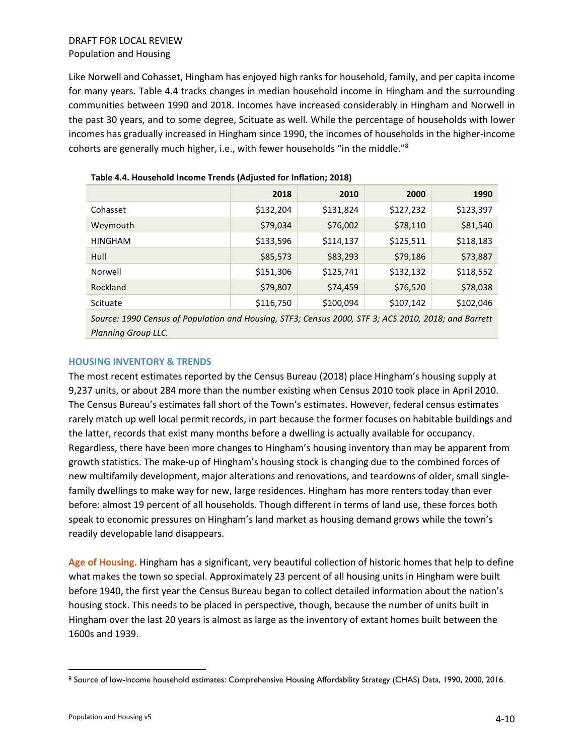Like Norwell and Cohasset, Hingham has enjoyed high ranks for household, family, and per capita income for many years. Table 4.4 tracks changes in median household income in Hingham and the surrounding communities between 1990 and 2018. Incomes have increased considerably in Hingham and Norwell in the past 30 years, and to some degree, Scituate as well. While the percentage of households with lower incomes has gradually increased in Hingham since 1990, the incomes of households in the higher-income cohorts are generally much higher, i.e., with fewer households "in the middle."[8]

**Table 4.4. Household Income Trends (Adjusted for Inflation; 2018)**

| | 2018 | 2010 | 2000 | 1990 |
|---|---|---|---|---|
| Cohasset | $132,204 | $131,824 | $127,232 | $123,397 |
| Weymouth | $79,034 | $76,002 | $78,110 | $81,540 |
| HINGHAM | $133,596 | $114,137 | $125,511 | $118,183 |
| Hull | $85,573 | $83,293 | $79,186 | $73,887 |
| Norwell | $151,306 | $125,741 | $132,132 | $118,552 |
| Rockland | $79,807 | $74,459 | $76,520 | $78,038 |
| Scituate | $116,750 | $100,094 | $107,142 | $102,046 |

*Source: 1990 Census of Population and Housing, STF3; Census 2000, STF 3; ACS 2010, 2018; and Barrett Planning Group LLC.*

#### HOUSING INVENTORY & TRENDS

The most recent estimates reported by the Census Bureau (2018) place Hingham's housing supply at 9,237 units, or about 284 more than the number existing when Census 2010 took place in April 2010. The Census Bureau's estimates fall short of the Town's estimates. However, federal census estimates rarely match up well local permit records, in part because the former focuses on habitable buildings and the latter, records that exist many months before a dwelling is actually available for occupancy. Regardless, there have been more changes to Hingham's housing inventory than may be apparent from growth statistics. The make-up of Hingham's housing stock is changing due to the combined forces of new multifamily development, major alterations and renovations, and teardowns of older, small single-family dwellings to make way for new, large residences. Hingham has more renters today than ever before: almost 19 percent of all households. Though different in terms of land use, these forces both speak to economic pressures on Hingham's land market as housing demand grows while the town's readily developable land disappears.

**Age of Housing.** Hingham has a significant, very beautiful collection of historic homes that help to define what makes the town so special. Approximately 23 percent of all housing units in Hingham were built before 1940, the first year the Census Bureau began to collect detailed information about the nation's housing stock. This needs to be placed in perspective, though, because the number of units built in Hingham over the last 20 years is almost as large as the inventory of extant homes built between the 1600s and 1939.

[8] Source of low-income household estimates: Comprehensive Housing Affordability Strategy (CHAS) Data, 1990, 2000, 2016.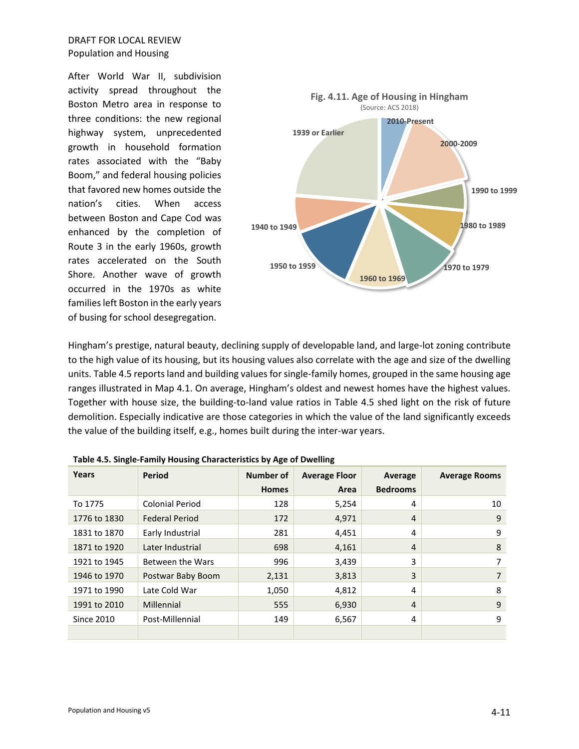After World War II, subdivision activity spread throughout the Boston Metro area in response to three conditions: the new regional highway system, unprecedented growth in household formation rates associated with the "Baby Boom," and federal housing policies that favored new homes outside the nation's cities. When access between Boston and Cape Cod was enhanced by the completion of Route 3 in the early 1960s, growth rates accelerated on the South Shore. Another wave of growth occurred in the 1970s as white families left Boston in the early years of busing for school desegregation.

**Fig. 4.11. Age of Housing in Hingham**
(Source: ACS 2018)

Hingham's prestige, natural beauty, declining supply of developable land, and large-lot zoning contribute to the high value of its housing, but its housing values also correlate with the age and size of the dwelling units. Table 4.5 reports land and building values for single-family homes, grouped in the same housing age ranges illustrated in Map 4.1. On average, Hingham's oldest and newest homes have the highest values. Together with house size, the building-to-land value ratios in Table 4.5 shed light on the risk of future demolition. Especially indicative are those categories in which the value of the land significantly exceeds the value of the building itself, e.g., homes built during the inter-war years.

**Table 4.5. Single-Family Housing Characteristics by Age of Dwelling**

| Years | Period | Number of Homes | Average Floor Area | Average Bedrooms | Average Rooms |
|---|---|---|---|---|---|
| To 1775 | Colonial Period | 128 | 5,254 | 4 | 10 |
| 1776 to 1830 | Federal Period | 172 | 4,971 | 4 | 9 |
| 1831 to 1870 | Early Industrial | 281 | 4,451 | 4 | 9 |
| 1871 to 1920 | Later Industrial | 698 | 4,161 | 4 | 8 |
| 1921 to 1945 | Between the Wars | 996 | 3,439 | 3 | 7 |
| 1946 to 1970 | Postwar Baby Boom | 2,131 | 3,813 | 3 | 7 |
| 1971 to 1990 | Late Cold War | 1,050 | 4,812 | 4 | 8 |
| 1991 to 2010 | Millennial | 555 | 6,930 | 4 | 9 |
| Since 2010 | Post-Millennial | 149 | 6,567 | 4 | 9 |
| | | | | | |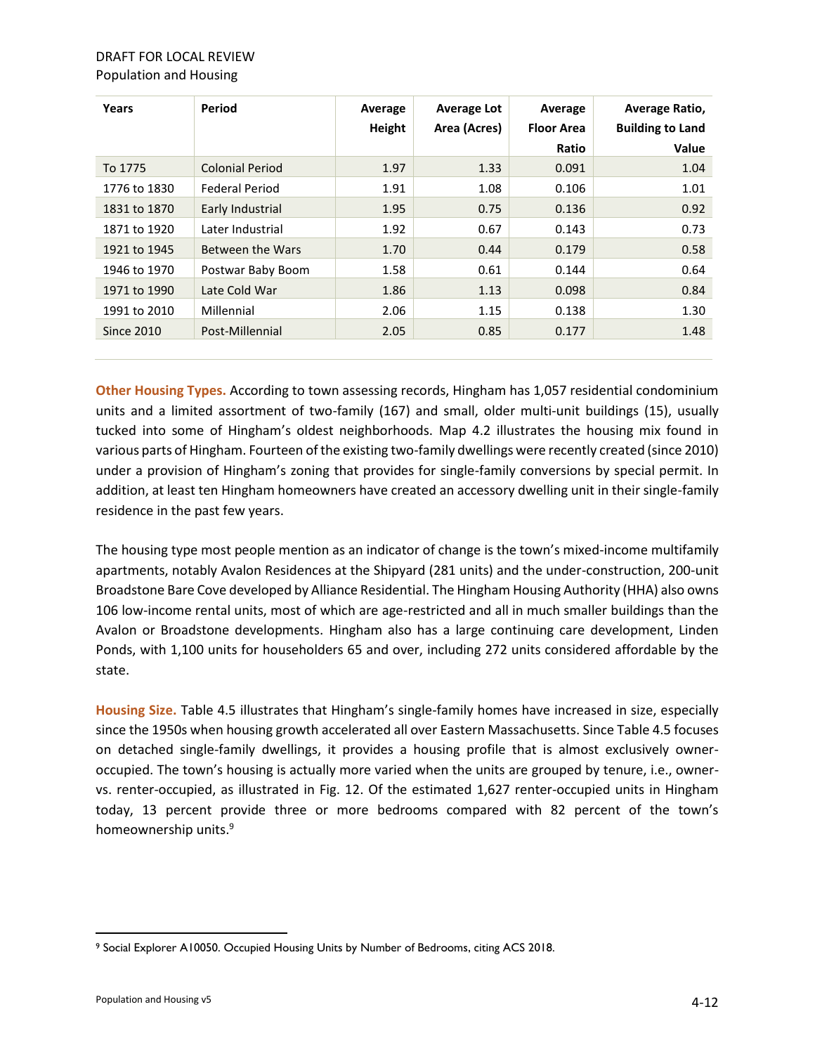| Years | Period | Average Height | Average Lot Area (Acres) | Average Floor Area Ratio | Average Ratio, Building to Land Value |
|---|---|---|---|---|---|
| To 1775 | Colonial Period | 1.97 | 1.33 | 0.091 | 1.04 |
| 1776 to 1830 | Federal Period | 1.91 | 1.08 | 0.106 | 1.01 |
| 1831 to 1870 | Early Industrial | 1.95 | 0.75 | 0.136 | 0.92 |
| 1871 to 1920 | Later Industrial | 1.92 | 0.67 | 0.143 | 0.73 |
| 1921 to 1945 | Between the Wars | 1.70 | 0.44 | 0.179 | 0.58 |
| 1946 to 1970 | Postwar Baby Boom | 1.58 | 0.61 | 0.144 | 0.64 |
| 1971 to 1990 | Late Cold War | 1.86 | 1.13 | 0.098 | 0.84 |
| 1991 to 2010 | Millennial | 2.06 | 1.15 | 0.138 | 1.30 |
| Since 2010 | Post-Millennial | 2.05 | 0.85 | 0.177 | 1.48 |

**Other Housing Types.** According to town assessing records, Hingham has 1,057 residential condominium units and a limited assortment of two-family (167) and small, older multi-unit buildings (15), usually tucked into some of Hingham's oldest neighborhoods. Map 4.2 illustrates the housing mix found in various parts of Hingham. Fourteen of the existing two-family dwellings were recently created (since 2010) under a provision of Hingham's zoning that provides for single-family conversions by special permit. In addition, at least ten Hingham homeowners have created an accessory dwelling unit in their single-family residence in the past few years.

The housing type most people mention as an indicator of change is the town's mixed-income multifamily apartments, notably Avalon Residences at the Shipyard (281 units) and the under-construction, 200-unit Broadstone Bare Cove developed by Alliance Residential. The Hingham Housing Authority (HHA) also owns 106 low-income rental units, most of which are age-restricted and all in much smaller buildings than the Avalon or Broadstone developments. Hingham also has a large continuing care development, Linden Ponds, with 1,100 units for householders 65 and over, including 272 units considered affordable by the state.

**Housing Size.** Table 4.5 illustrates that Hingham's single-family homes have increased in size, especially since the 1950s when housing growth accelerated all over Eastern Massachusetts. Since Table 4.5 focuses on detached single-family dwellings, it provides a housing profile that is almost exclusively owner-occupied. The town's housing is actually more varied when the units are grouped by tenure, i.e., owner- vs. renter-occupied, as illustrated in Fig. 12. Of the estimated 1,627 renter-occupied units in Hingham today, 13 percent provide three or more bedrooms compared with 82 percent of the town's homeownership units.[9]

[9] Social Explorer A10050. Occupied Housing Units by Number of Bedrooms, citing ACS 2018.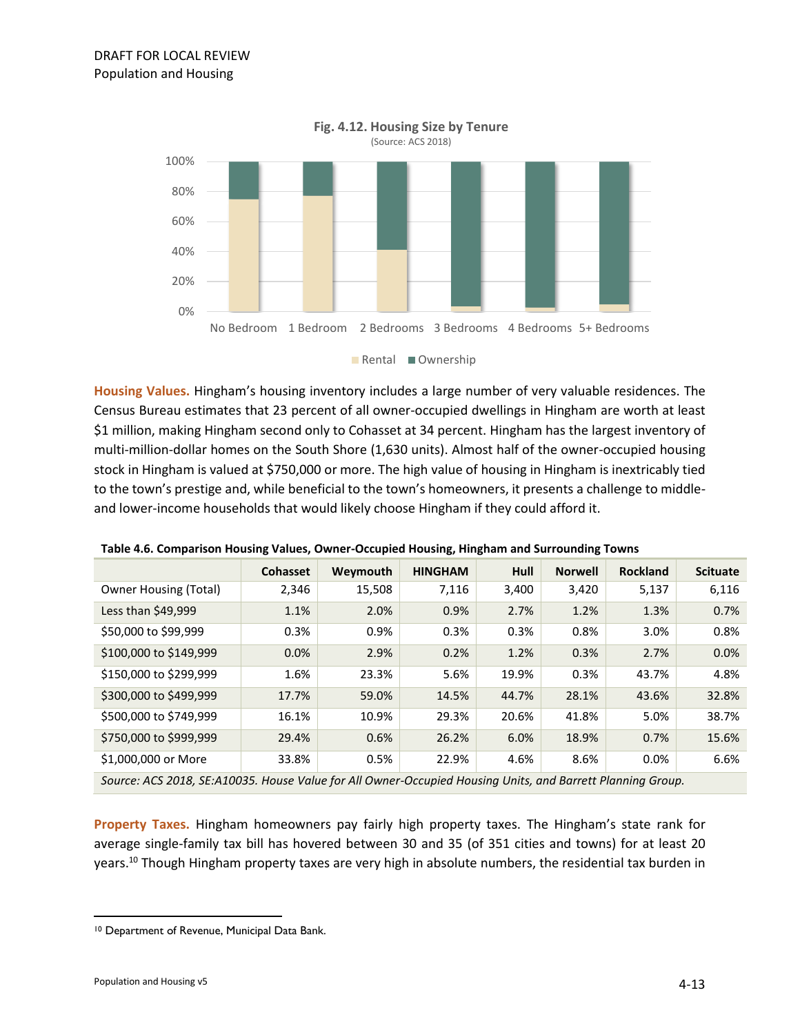**Fig. 4.12. Housing Size by Tenure**
(Source: ACS 2018)

**Housing Values.** Hingham's housing inventory includes a large number of very valuable residences. The Census Bureau estimates that 23 percent of all owner-occupied dwellings in Hingham are worth at least $1 million, making Hingham second only to Cohasset at 34 percent. Hingham has the largest inventory of multi-million-dollar homes on the South Shore (1,630 units). Almost half of the owner-occupied housing stock in Hingham is valued at $750,000 or more. The high value of housing in Hingham is inextricably tied to the town's prestige and, while beneficial to the town's homeowners, it presents a challenge to middle- and lower-income households that would likely choose Hingham if they could afford it.

**Table 4.6. Comparison Housing Values, Owner-Occupied Housing, Hingham and Surrounding Towns**

| | Cohasset | Weymouth | HINGHAM | Hull | Norwell | Rockland | Scituate |
|---|---|---|---|---|---|---|---|
| Owner Housing (Total) | 2,346 | 15,508 | 7,116 | 3,400 | 3,420 | 5,137 | 6,116 |
| Less than $49,999 | 1.1% | 2.0% | 0.9% | 2.7% | 1.2% | 1.3% | 0.7% |
| $50,000 to $99,999 | 0.3% | 0.9% | 0.3% | 0.3% | 0.8% | 3.0% | 0.8% |
| $100,000 to $149,999 | 0.0% | 2.9% | 0.2% | 1.2% | 0.3% | 2.7% | 0.0% |
| $150,000 to $299,999 | 1.6% | 23.3% | 5.6% | 19.9% | 0.3% | 43.7% | 4.8% |
| $300,000 to $499,999 | 17.7% | 59.0% | 14.5% | 44.7% | 28.1% | 43.6% | 32.8% |
| $500,000 to $749,999 | 16.1% | 10.9% | 29.3% | 20.6% | 41.8% | 5.0% | 38.7% |
| $750,000 to $999,999 | 29.4% | 0.6% | 26.2% | 6.0% | 18.9% | 0.7% | 15.6% |
| $1,000,000 or More | 33.8% | 0.5% | 22.9% | 4.6% | 8.6% | 0.0% | 6.6% |

*Source: ACS 2018, SE:A10035. House Value for All Owner-Occupied Housing Units, and Barrett Planning Group.*

**Property Taxes.** Hingham homeowners pay fairly high property taxes. The Hingham's state rank for average single-family tax bill has hovered between 30 and 35 (of 351 cities and towns) for at least 20 years.[10] Though Hingham property taxes are very high in absolute numbers, the residential tax burden in

[10] Department of Revenue, Municipal Data Bank.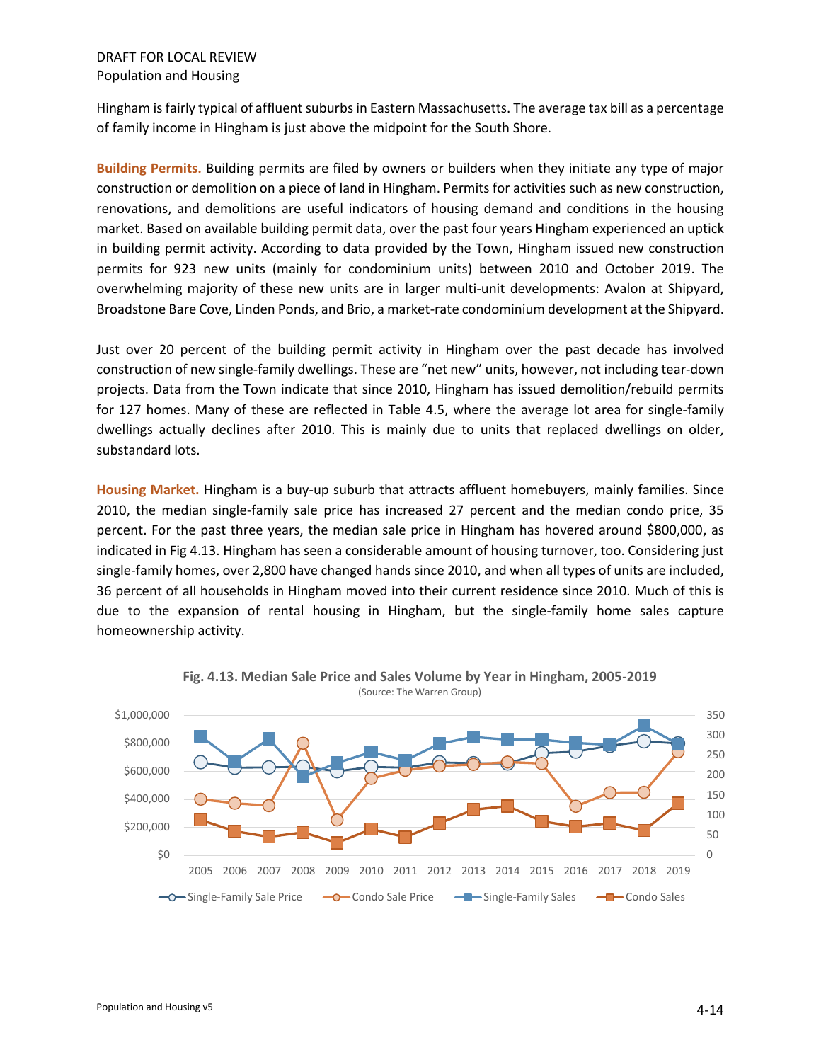Hingham is fairly typical of affluent suburbs in Eastern Massachusetts. The average tax bill as a percentage of family income in Hingham is just above the midpoint for the South Shore.

**Building Permits.** Building permits are filed by owners or builders when they initiate any type of major construction or demolition on a piece of land in Hingham. Permits for activities such as new construction, renovations, and demolitions are useful indicators of housing demand and conditions in the housing market. Based on available building permit data, over the past four years Hingham experienced an uptick in building permit activity. According to data provided by the Town, Hingham issued new construction permits for 923 new units (mainly for condominium units) between 2010 and October 2019. The overwhelming majority of these new units are in larger multi-unit developments: Avalon at Shipyard, Broadstone Bare Cove, Linden Ponds, and Brio, a market-rate condominium development at the Shipyard.

Just over 20 percent of the building permit activity in Hingham over the past decade has involved construction of new single-family dwellings. These are "net new" units, however, not including tear-down projects. Data from the Town indicate that since 2010, Hingham has issued demolition/rebuild permits for 127 homes. Many of these are reflected in Table 4.5, where the average lot area for single-family dwellings actually declines after 2010. This is mainly due to units that replaced dwellings on older, substandard lots.

**Housing Market.** Hingham is a buy-up suburb that attracts affluent homebuyers, mainly families. Since 2010, the median single-family sale price has increased 27 percent and the median condo price, 35 percent. For the past three years, the median sale price in Hingham has hovered around $800,000, as indicated in Fig 4.13. Hingham has seen a considerable amount of housing turnover, too. Considering just single-family homes, over 2,800 have changed hands since 2010, and when all types of units are included, 36 percent of all households in Hingham moved into their current residence since 2010. Much of this is due to the expansion of rental housing in Hingham, but the single-family home sales capture homeownership activity.

**Fig. 4.13. Median Sale Price and Sales Volume by Year in Hingham, 2005-2019**
(Source: The Warren Group)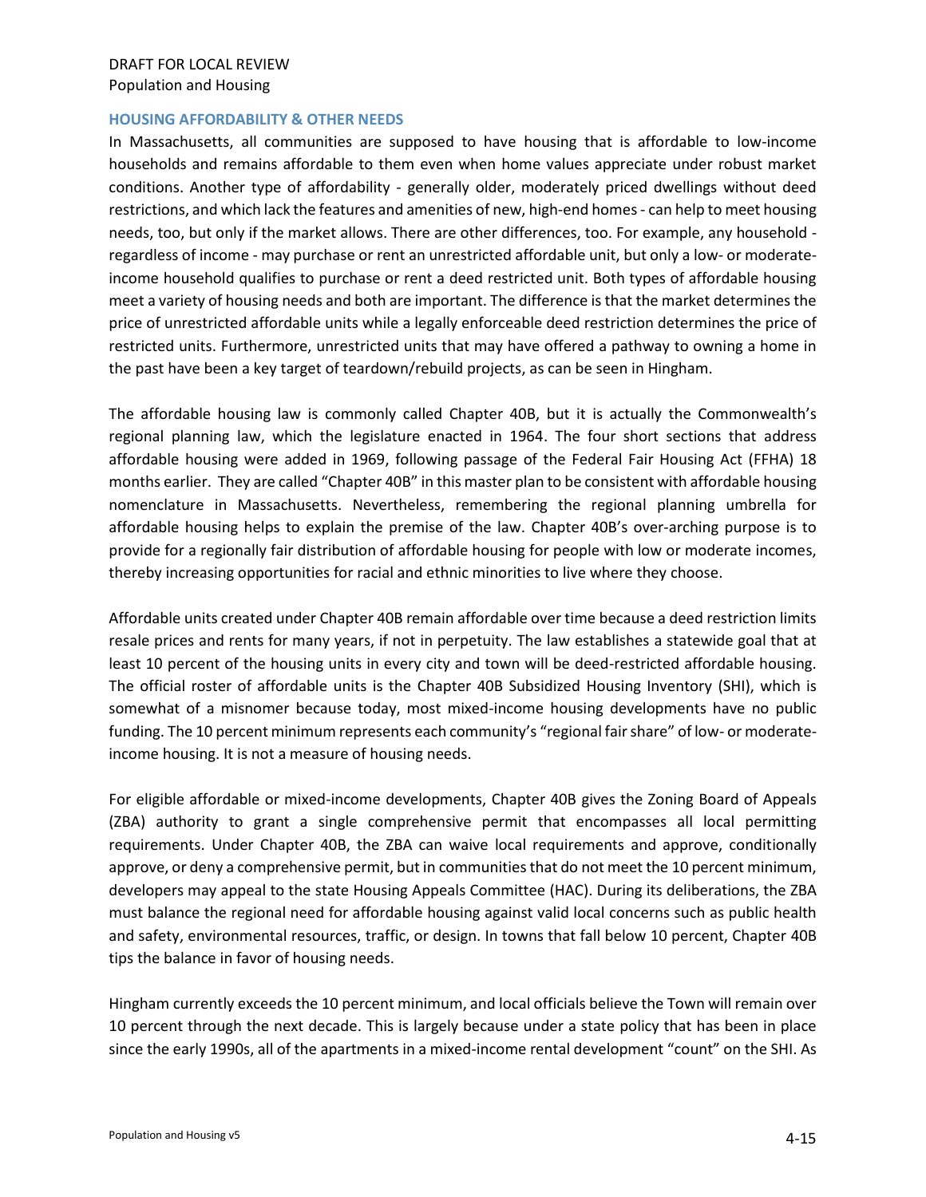## HOUSING AFFORDABILITY & OTHER NEEDS

In Massachusetts, all communities are supposed to have housing that is affordable to low-income households and remains affordable to them even when home values appreciate under robust market conditions. Another type of affordability - generally older, moderately priced dwellings without deed restrictions, and which lack the features and amenities of new, high-end homes - can help to meet housing needs, too, but only if the market allows. There are other differences, too. For example, any household - regardless of income - may purchase or rent an unrestricted affordable unit, but only a low- or moderate-income household qualifies to purchase or rent a deed restricted unit. Both types of affordable housing meet a variety of housing needs and both are important. The difference is that the market determines the price of unrestricted affordable units while a legally enforceable deed restriction determines the price of restricted units. Furthermore, unrestricted units that may have offered a pathway to owning a home in the past have been a key target of teardown/rebuild projects, as can be seen in Hingham.

The affordable housing law is commonly called Chapter 40B, but it is actually the Commonwealth's regional planning law, which the legislature enacted in 1964. The four short sections that address affordable housing were added in 1969, following passage of the Federal Fair Housing Act (FFHA) 18 months earlier. They are called "Chapter 40B" in this master plan to be consistent with affordable housing nomenclature in Massachusetts. Nevertheless, remembering the regional planning umbrella for affordable housing helps to explain the premise of the law. Chapter 40B's over-arching purpose is to provide for a regionally fair distribution of affordable housing for people with low or moderate incomes, thereby increasing opportunities for racial and ethnic minorities to live where they choose.

Affordable units created under Chapter 40B remain affordable over time because a deed restriction limits resale prices and rents for many years, if not in perpetuity. The law establishes a statewide goal that at least 10 percent of the housing units in every city and town will be deed-restricted affordable housing. The official roster of affordable units is the Chapter 40B Subsidized Housing Inventory (SHI), which is somewhat of a misnomer because today, most mixed-income housing developments have no public funding. The 10 percent minimum represents each community's "regional fair share" of low- or moderate-income housing. It is not a measure of housing needs.

For eligible affordable or mixed-income developments, Chapter 40B gives the Zoning Board of Appeals (ZBA) authority to grant a single comprehensive permit that encompasses all local permitting requirements. Under Chapter 40B, the ZBA can waive local requirements and approve, conditionally approve, or deny a comprehensive permit, but in communities that do not meet the 10 percent minimum, developers may appeal to the state Housing Appeals Committee (HAC). During its deliberations, the ZBA must balance the regional need for affordable housing against valid local concerns such as public health and safety, environmental resources, traffic, or design. In towns that fall below 10 percent, Chapter 40B tips the balance in favor of housing needs.

Hingham currently exceeds the 10 percent minimum, and local officials believe the Town will remain over 10 percent through the next decade. This is largely because under a state policy that has been in place since the early 1990s, all of the apartments in a mixed-income rental development "count" on the SHI. As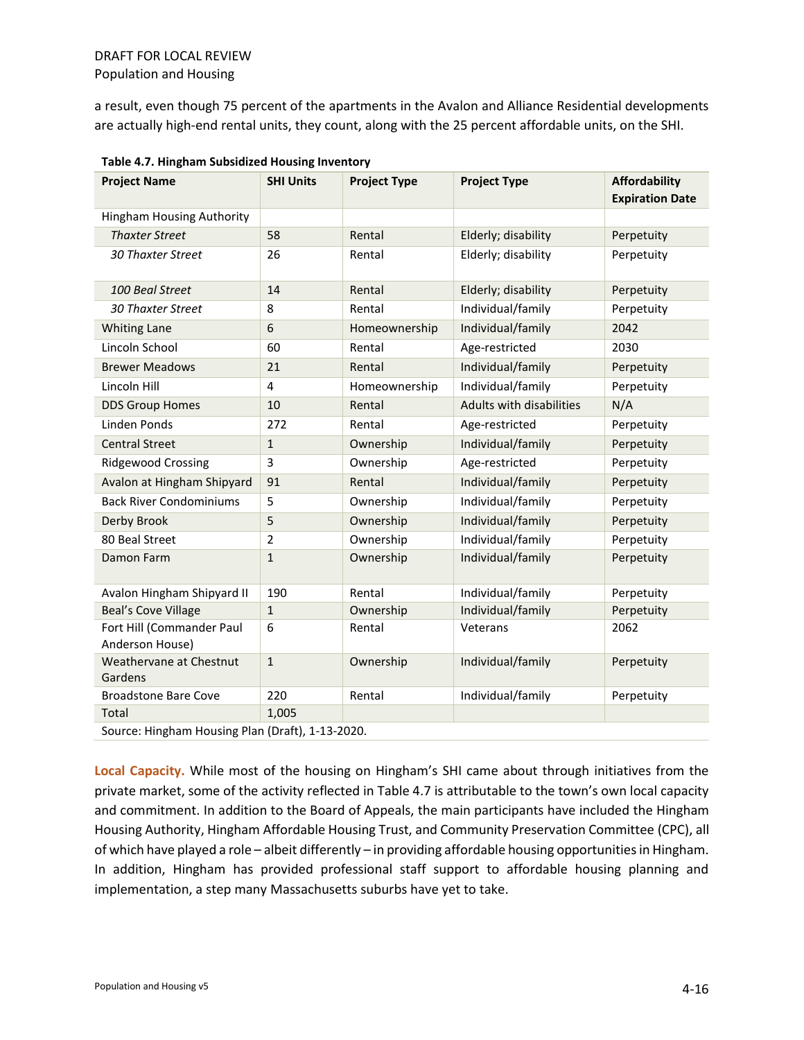a result, even though 75 percent of the apartments in the Avalon and Alliance Residential developments are actually high-end rental units, they count, along with the 25 percent affordable units, on the SHI.

**Table 4.7. Hingham Subsidized Housing Inventory**

| Project Name | SHI Units | Project Type | Project Type | Affordability Expiration Date |
|---|---|---|---|---|
| Hingham Housing Authority | | | | |
| *Thaxter Street* | 58 | Rental | Elderly; disability | Perpetuity |
| *30 Thaxter Street* | 26 | Rental | Elderly; disability | Perpetuity |
| *100 Beal Street* | 14 | Rental | Elderly; disability | Perpetuity |
| *30 Thaxter Street* | 8 | Rental | Individual/family | Perpetuity |
| Whiting Lane | 6 | Homeownership | Individual/family | 2042 |
| Lincoln School | 60 | Rental | Age-restricted | 2030 |
| Brewer Meadows | 21 | Rental | Individual/family | Perpetuity |
| Lincoln Hill | 4 | Homeownership | Individual/family | Perpetuity |
| DDS Group Homes | 10 | Rental | Adults with disabilities | N/A |
| Linden Ponds | 272 | Rental | Age-restricted | Perpetuity |
| Central Street | 1 | Ownership | Individual/family | Perpetuity |
| Ridgewood Crossing | 3 | Ownership | Age-restricted | Perpetuity |
| Avalon at Hingham Shipyard | 91 | Rental | Individual/family | Perpetuity |
| Back River Condominiums | 5 | Ownership | Individual/family | Perpetuity |
| Derby Brook | 5 | Ownership | Individual/family | Perpetuity |
| 80 Beal Street | 2 | Ownership | Individual/family | Perpetuity |
| Damon Farm | 1 | Ownership | Individual/family | Perpetuity |
| Avalon Hingham Shipyard II | 190 | Rental | Individual/family | Perpetuity |
| Beal's Cove Village | 1 | Ownership | Individual/family | Perpetuity |
| Fort Hill (Commander Paul Anderson House) | 6 | Rental | Veterans | 2062 |
| Weathervane at Chestnut Gardens | 1 | Ownership | Individual/family | Perpetuity |
| Broadstone Bare Cove | 220 | Rental | Individual/family | Perpetuity |
| Total | 1,005 | | | |

Source: Hingham Housing Plan (Draft), 1-13-2020.

**Local Capacity.** While most of the housing on Hingham's SHI came about through initiatives from the private market, some of the activity reflected in Table 4.7 is attributable to the town's own local capacity and commitment. In addition to the Board of Appeals, the main participants have included the Hingham Housing Authority, Hingham Affordable Housing Trust, and Community Preservation Committee (CPC), all of which have played a role – albeit differently – in providing affordable housing opportunities in Hingham. In addition, Hingham has provided professional staff support to affordable housing planning and implementation, a step many Massachusetts suburbs have yet to take.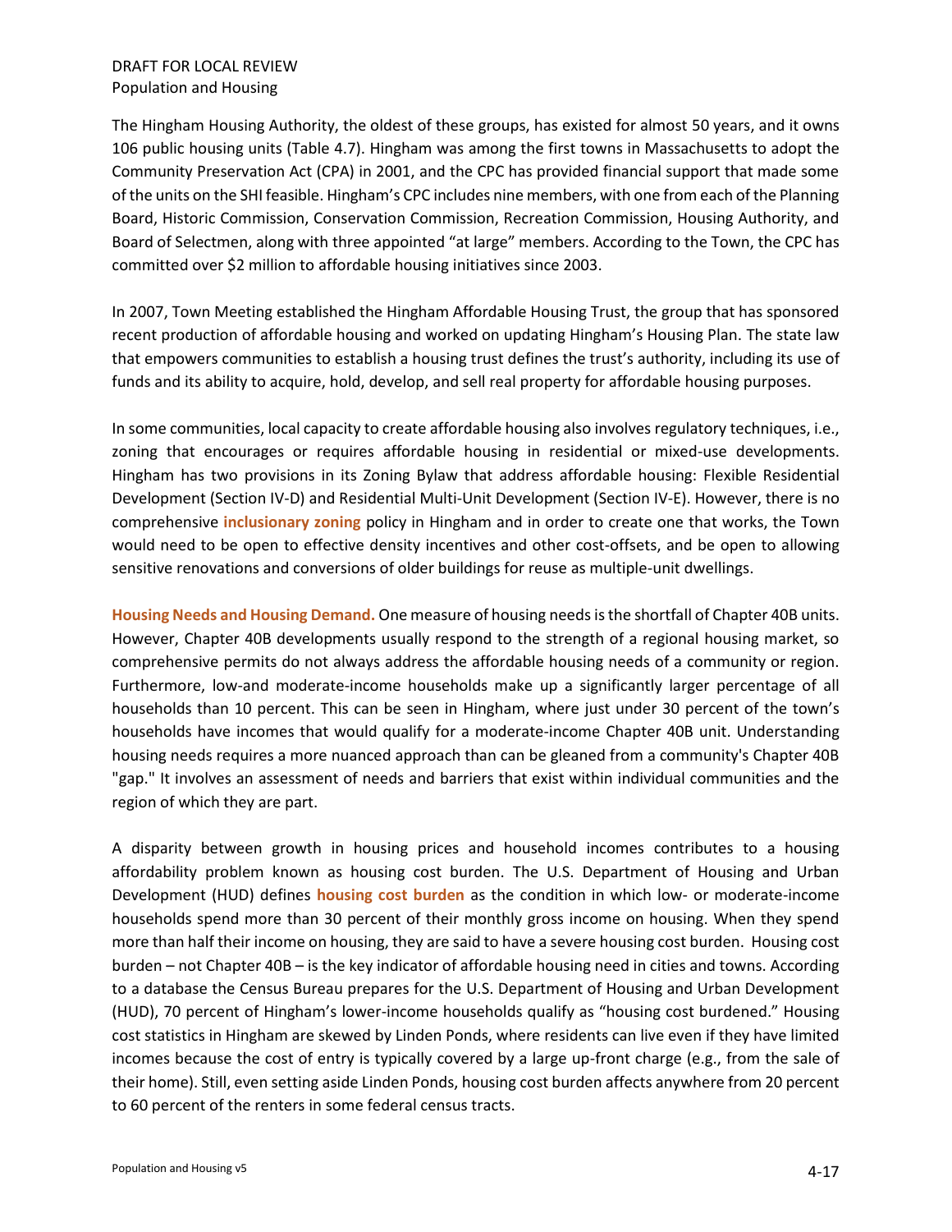The Hingham Housing Authority, the oldest of these groups, has existed for almost 50 years, and it owns 106 public housing units (Table 4.7). Hingham was among the first towns in Massachusetts to adopt the Community Preservation Act (CPA) in 2001, and the CPC has provided financial support that made some of the units on the SHI feasible. Hingham's CPC includes nine members, with one from each of the Planning Board, Historic Commission, Conservation Commission, Recreation Commission, Housing Authority, and Board of Selectmen, along with three appointed "at large" members. According to the Town, the CPC has committed over $2 million to affordable housing initiatives since 2003.

In 2007, Town Meeting established the Hingham Affordable Housing Trust, the group that has sponsored recent production of affordable housing and worked on updating Hingham's Housing Plan. The state law that empowers communities to establish a housing trust defines the trust's authority, including its use of funds and its ability to acquire, hold, develop, and sell real property for affordable housing purposes.

In some communities, local capacity to create affordable housing also involves regulatory techniques, i.e., zoning that encourages or requires affordable housing in residential or mixed-use developments. Hingham has two provisions in its Zoning Bylaw that address affordable housing: Flexible Residential Development (Section IV-D) and Residential Multi-Unit Development (Section IV-E). However, there is no comprehensive **inclusionary zoning** policy in Hingham and in order to create one that works, the Town would need to be open to effective density incentives and other cost-offsets, and be open to allowing sensitive renovations and conversions of older buildings for reuse as multiple-unit dwellings.

**Housing Needs and Housing Demand.** One measure of housing needs is the shortfall of Chapter 40B units. However, Chapter 40B developments usually respond to the strength of a regional housing market, so comprehensive permits do not always address the affordable housing needs of a community or region. Furthermore, low-and moderate-income households make up a significantly larger percentage of all households than 10 percent. This can be seen in Hingham, where just under 30 percent of the town's households have incomes that would qualify for a moderate-income Chapter 40B unit. Understanding housing needs requires a more nuanced approach than can be gleaned from a community's Chapter 40B "gap." It involves an assessment of needs and barriers that exist within individual communities and the region of which they are part.

A disparity between growth in housing prices and household incomes contributes to a housing affordability problem known as housing cost burden. The U.S. Department of Housing and Urban Development (HUD) defines **housing cost burden** as the condition in which low- or moderate-income households spend more than 30 percent of their monthly gross income on housing. When they spend more than half their income on housing, they are said to have a severe housing cost burden. Housing cost burden – not Chapter 40B – is the key indicator of affordable housing need in cities and towns. According to a database the Census Bureau prepares for the U.S. Department of Housing and Urban Development (HUD), 70 percent of Hingham's lower-income households qualify as "housing cost burdened." Housing cost statistics in Hingham are skewed by Linden Ponds, where residents can live even if they have limited incomes because the cost of entry is typically covered by a large up-front charge (e.g., from the sale of their home). Still, even setting aside Linden Ponds, housing cost burden affects anywhere from 20 percent to 60 percent of the renters in some federal census tracts.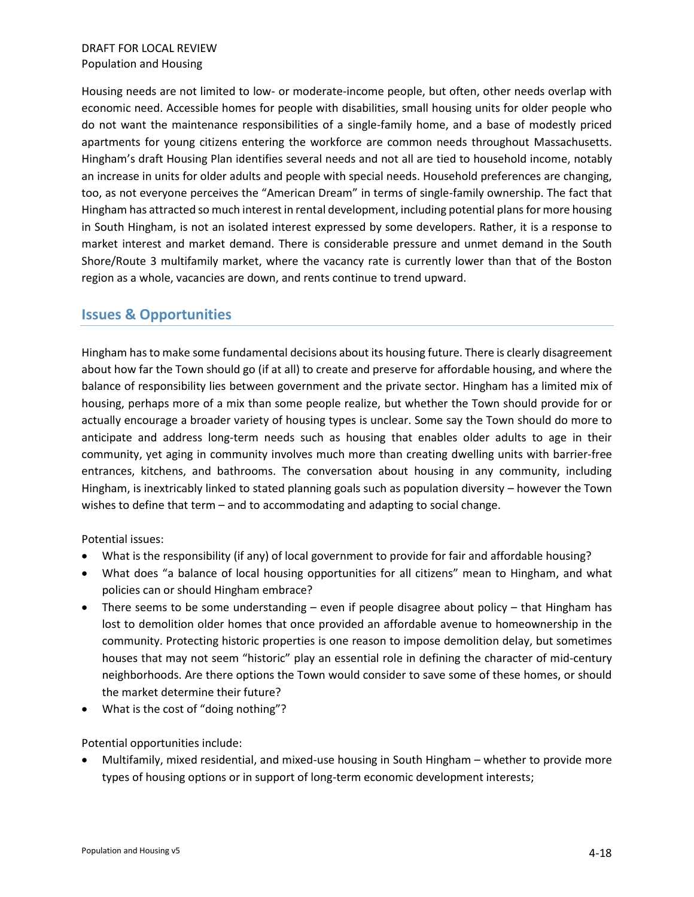Housing needs are not limited to low- or moderate-income people, but often, other needs overlap with economic need. Accessible homes for people with disabilities, small housing units for older people who do not want the maintenance responsibilities of a single-family home, and a base of modestly priced apartments for young citizens entering the workforce are common needs throughout Massachusetts. Hingham's draft Housing Plan identifies several needs and not all are tied to household income, notably an increase in units for older adults and people with special needs. Household preferences are changing, too, as not everyone perceives the "American Dream" in terms of single-family ownership. The fact that Hingham has attracted so much interest in rental development, including potential plans for more housing in South Hingham, is not an isolated interest expressed by some developers. Rather, it is a response to market interest and market demand. There is considerable pressure and unmet demand in the South Shore/Route 3 multifamily market, where the vacancy rate is currently lower than that of the Boston region as a whole, vacancies are down, and rents continue to trend upward.

## Issues & Opportunities

Hingham has to make some fundamental decisions about its housing future. There is clearly disagreement about how far the Town should go (if at all) to create and preserve for affordable housing, and where the balance of responsibility lies between government and the private sector. Hingham has a limited mix of housing, perhaps more of a mix than some people realize, but whether the Town should provide for or actually encourage a broader variety of housing types is unclear. Some say the Town should do more to anticipate and address long-term needs such as housing that enables older adults to age in their community, yet aging in community involves much more than creating dwelling units with barrier-free entrances, kitchens, and bathrooms. The conversation about housing in any community, including Hingham, is inextricably linked to stated planning goals such as population diversity – however the Town wishes to define that term – and to accommodating and adapting to social change.

Potential issues:

- What is the responsibility (if any) of local government to provide for fair and affordable housing?
- What does "a balance of local housing opportunities for all citizens" mean to Hingham, and what policies can or should Hingham embrace?
- There seems to be some understanding – even if people disagree about policy – that Hingham has lost to demolition older homes that once provided an affordable avenue to homeownership in the community. Protecting historic properties is one reason to impose demolition delay, but sometimes houses that may not seem "historic" play an essential role in defining the character of mid-century neighborhoods. Are there options the Town would consider to save some of these homes, or should the market determine their future?
- What is the cost of "doing nothing"?

Potential opportunities include:

- Multifamily, mixed residential, and mixed-use housing in South Hingham – whether to provide more types of housing options or in support of long-term economic development interests;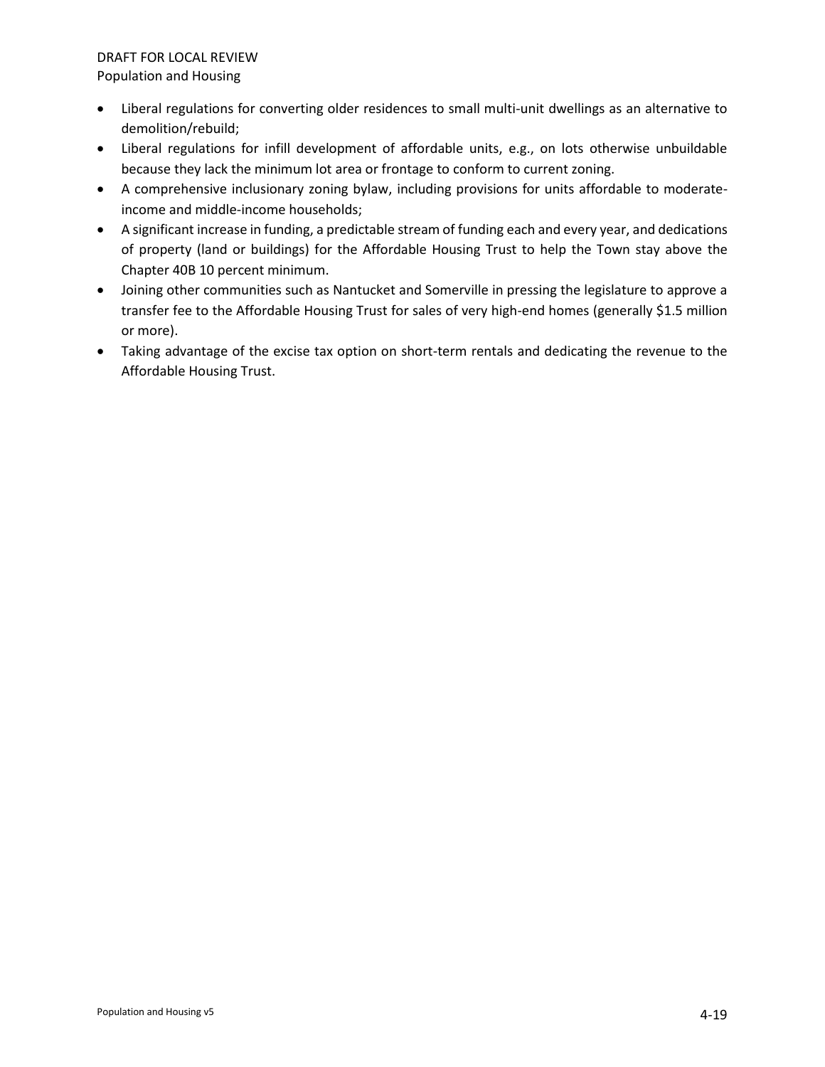- Liberal regulations for converting older residences to small multi-unit dwellings as an alternative to demolition/rebuild;
- Liberal regulations for infill development of affordable units, e.g., on lots otherwise unbuildable because they lack the minimum lot area or frontage to conform to current zoning.
- A comprehensive inclusionary zoning bylaw, including provisions for units affordable to moderate-income and middle-income households;
- A significant increase in funding, a predictable stream of funding each and every year, and dedications of property (land or buildings) for the Affordable Housing Trust to help the Town stay above the Chapter 40B 10 percent minimum.
- Joining other communities such as Nantucket and Somerville in pressing the legislature to approve a transfer fee to the Affordable Housing Trust for sales of very high-end homes (generally $1.5 million or more).
- Taking advantage of the excise tax option on short-term rentals and dedicating the revenue to the Affordable Housing Trust.